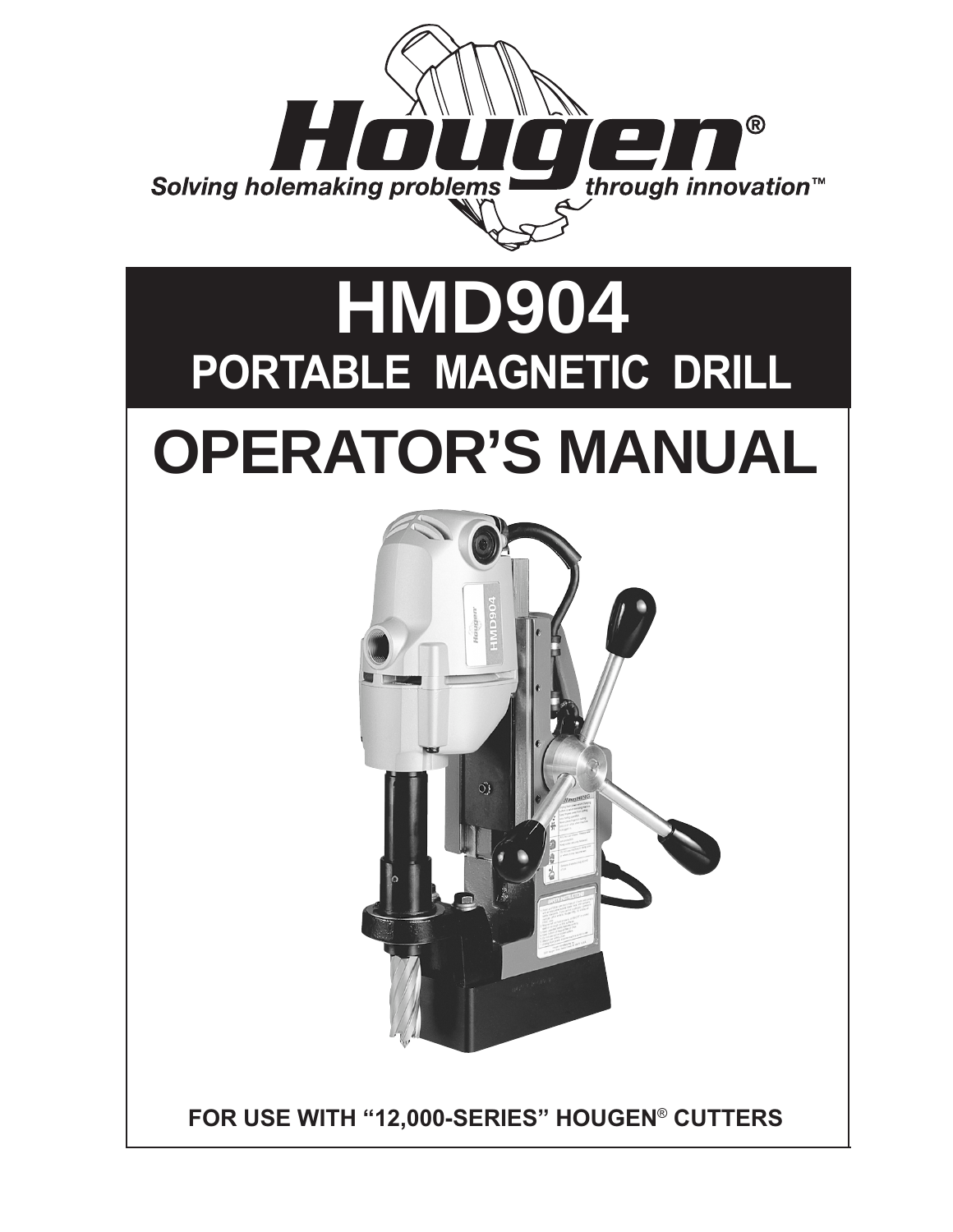Hougen®

Solving holemaking problems through innovation™

# HMD904

## PORTABLE MAGNETIC DRILL

# OPERATOR'S MANUAL

**FOR USE WITH "12,000-SERIES" HOUGEN® CUTTERS**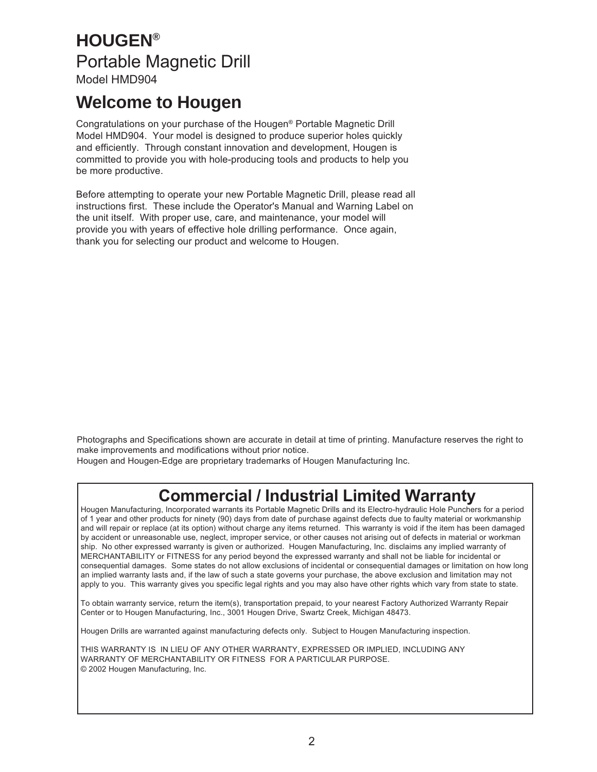# HOUGEN®

Portable Magnetic Drill

Model HMD904

## Welcome to Hougen

Congratulations on your purchase of the Hougen® Portable Magnetic Drill Model HMD904. Your model is designed to produce superior holes quickly and efficiently. Through constant innovation and development, Hougen is committed to provide you with hole-producing tools and products to help you be more productive.

Before attempting to operate your new Portable Magnetic Drill, please read all instructions first. These include the Operator's Manual and Warning Label on the unit itself. With proper use, care, and maintenance, your model will provide you with years of effective hole drilling performance. Once again, thank you for selecting our product and welcome to Hougen.

Photographs and Specifications shown are accurate in detail at time of printing. Manufacture reserves the right to make improvements and modifications without prior notice.
Hougen and Hougen-Edge are proprietary trademarks of Hougen Manufacturing Inc.

## Commercial / Industrial Limited Warranty

Hougen Manufacturing, Incorporated warrants its Portable Magnetic Drills and its Electro-hydraulic Hole Punchers for a period of 1 year and other products for ninety (90) days from date of purchase against defects due to faulty material or workmanship and will repair or replace (at its option) without charge any items returned. This warranty is void if the item has been damaged by accident or unreasonable use, neglect, improper service, or other causes not arising out of defects in material or workman ship. No other expressed warranty is given or authorized. Hougen Manufacturing, Inc. disclaims any implied warranty of MERCHANTABILITY or FITNESS for any period beyond the expressed warranty and shall not be liable for incidental or consequential damages. Some states do not allow exclusions of incidental or consequential damages or limitation on how long an implied warranty lasts and, if the law of such a state governs your purchase, the above exclusion and limitation may not apply to you. This warranty gives you specific legal rights and you may also have other rights which vary from state to state.

To obtain warranty service, return the item(s), transportation prepaid, to your nearest Factory Authorized Warranty Repair Center or to Hougen Manufacturing, Inc., 3001 Hougen Drive, Swartz Creek, Michigan 48473.

Hougen Drills are warranted against manufacturing defects only. Subject to Hougen Manufacturing inspection.

THIS WARRANTY IS IN LIEU OF ANY OTHER WARRANTY, EXPRESSED OR IMPLIED, INCLUDING ANY WARRANTY OF MERCHANTABILITY OR FITNESS FOR A PARTICULAR PURPOSE.
© 2002 Hougen Manufacturing, Inc.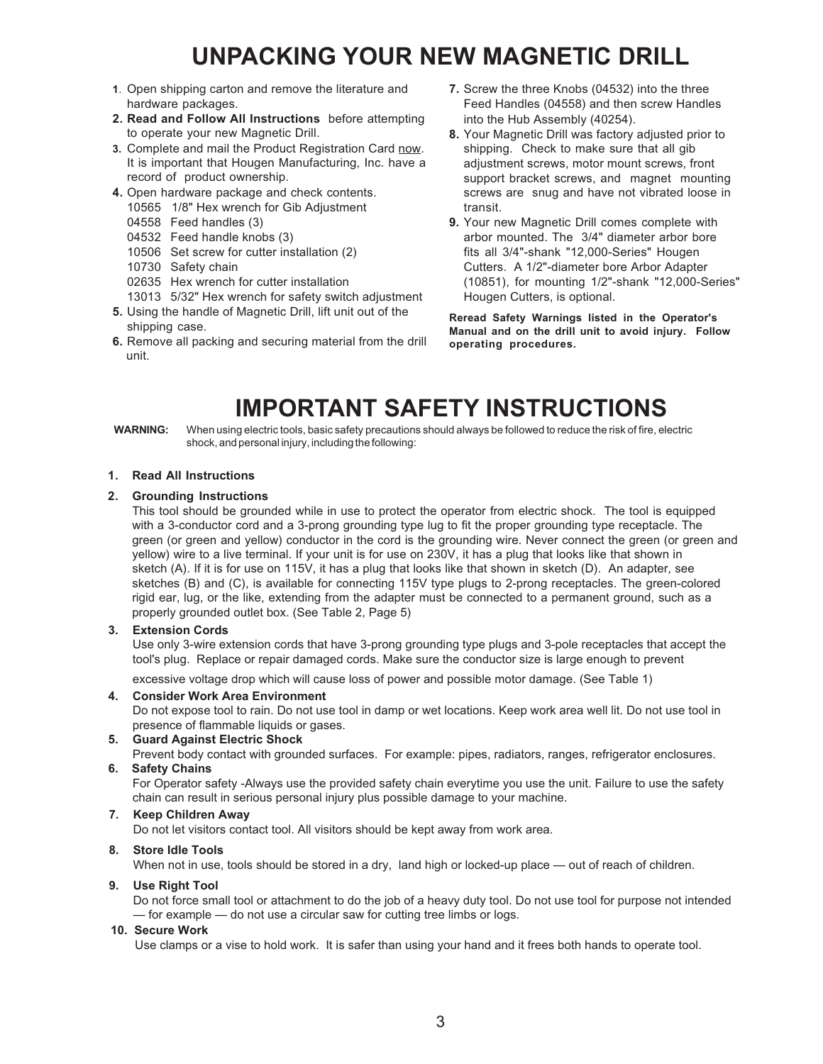# UNPACKING YOUR NEW MAGNETIC DRILL

1. Open shipping carton and remove the literature and hardware packages.
2. **Read and Follow All Instructions** before attempting to operate your new Magnetic Drill.
3. Complete and mail the Product Registration Card now. It is important that Hougen Manufacturing, Inc. have a record of product ownership.
4. Open hardware package and check contents.
   - 10565 1/8" Hex wrench for Gib Adjustment
   - 04558 Feed handles (3)
   - 04532 Feed handle knobs (3)
   - 10506 Set screw for cutter installation (2)
   - 10730 Safety chain
   - 02635 Hex wrench for cutter installation
   - 13013 5/32" Hex wrench for safety switch adjustment
5. Using the handle of Magnetic Drill, lift unit out of the shipping case.
6. Remove all packing and securing material from the drill unit.
7. Screw the three Knobs (04532) into the three Feed Handles (04558) and then screw Handles into the Hub Assembly (40254).
8. Your Magnetic Drill was factory adjusted prior to shipping. Check to make sure that all gib adjustment screws, motor mount screws, front support bracket screws, and magnet mounting screws are snug and have not vibrated loose in transit.
9. Your new Magnetic Drill comes complete with arbor mounted. The 3/4" diameter arbor bore fits all 3/4"-shank "12,000-Series" Hougen Cutters. A 1/2"-diameter bore Arbor Adapter (10851), for mounting 1/2"-shank "12,000-Series" Hougen Cutters, is optional.

**Reread Safety Warnings listed in the Operator's Manual and on the drill unit to avoid injury. Follow operating procedures.**

# IMPORTANT SAFETY INSTRUCTIONS

**WARNING:** When using electric tools, basic safety precautions should always be followed to reduce the risk of fire, electric shock, and personal injury, including the following:

1. **Read All Instructions**
2. **Grounding Instructions**
   This tool should be grounded while in use to protect the operator from electric shock. The tool is equipped with a 3-conductor cord and a 3-prong grounding type lug to fit the proper grounding type receptacle. The green (or green and yellow) conductor in the cord is the grounding wire. Never connect the green (or green and yellow) wire to a live terminal. If your unit is for use on 230V, it has a plug that looks like that shown in sketch (A). If it is for use on 115V, it has a plug that looks like that shown in sketch (D). An adapter, see sketches (B) and (C), is available for connecting 115V type plugs to 2-prong receptacles. The green-colored rigid ear, lug, or the like, extending from the adapter must be connected to a permanent ground, such as a properly grounded outlet box. (See Table 2, Page 5)
3. **Extension Cords**
   Use only 3-wire extension cords that have 3-prong grounding type plugs and 3-pole receptacles that accept the tool's plug. Replace or repair damaged cords. Make sure the conductor size is large enough to prevent excessive voltage drop which will cause loss of power and possible motor damage. (See Table 1)
4. **Consider Work Area Environment**
   Do not expose tool to rain. Do not use tool in damp or wet locations. Keep work area well lit. Do not use tool in presence of flammable liquids or gases.
5. **Guard Against Electric Shock**
   Prevent body contact with grounded surfaces. For example: pipes, radiators, ranges, refrigerator enclosures.
6. **Safety Chains**
   For Operator safety -Always use the provided safety chain everytime you use the unit. Failure to use the safety chain can result in serious personal injury plus possible damage to your machine.
7. **Keep Children Away**
   Do not let visitors contact tool. All visitors should be kept away from work area.
8. **Store Idle Tools**
   When not in use, tools should be stored in a dry, land high or locked-up place — out of reach of children.
9. **Use Right Tool**
   Do not force small tool or attachment to do the job of a heavy duty tool. Do not use tool for purpose not intended — for example — do not use a circular saw for cutting tree limbs or logs.
10. **Secure Work**
    Use clamps or a vise to hold work. It is safer than using your hand and it frees both hands to operate tool.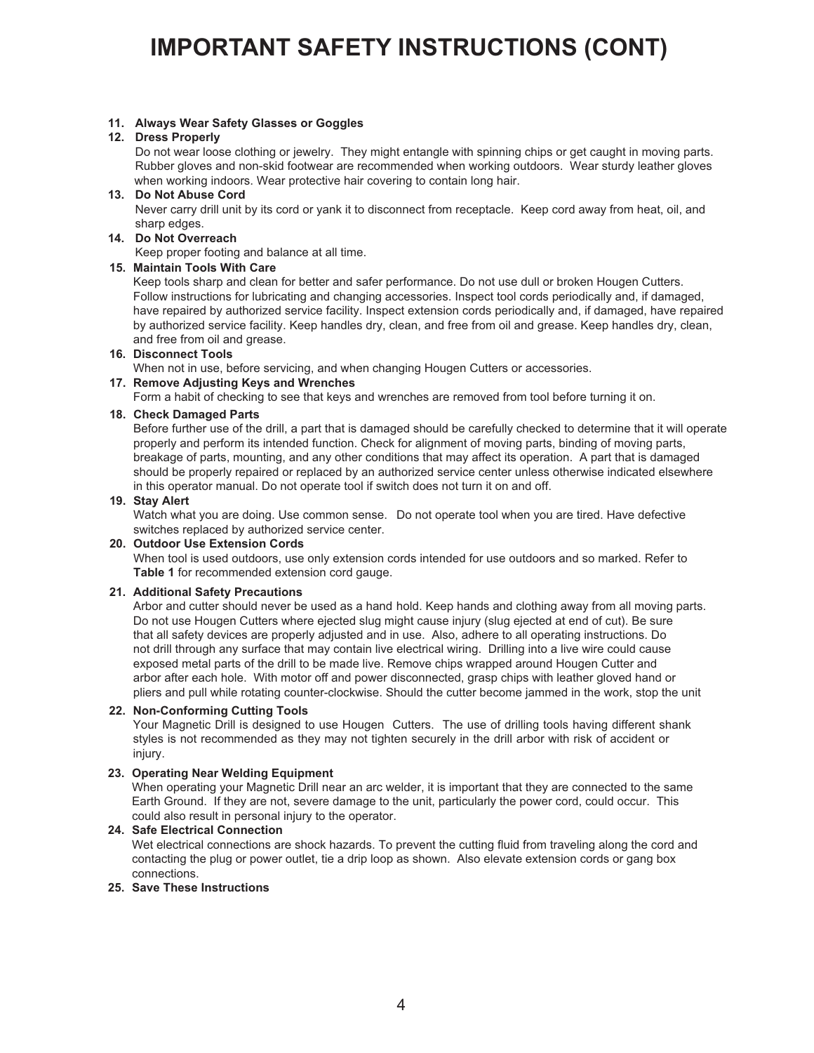# IMPORTANT SAFETY INSTRUCTIONS (CONT)

**11. Always Wear Safety Glasses or Goggles**

**12. Dress Properly**
Do not wear loose clothing or jewelry. They might entangle with spinning chips or get caught in moving parts. Rubber gloves and non-skid footwear are recommended when working outdoors. Wear sturdy leather gloves when working indoors. Wear protective hair covering to contain long hair.

**13. Do Not Abuse Cord**
Never carry drill unit by its cord or yank it to disconnect from receptacle. Keep cord away from heat, oil, and sharp edges.

**14. Do Not Overreach**
Keep proper footing and balance at all time.

**15. Maintain Tools With Care**
Keep tools sharp and clean for better and safer performance. Do not use dull or broken Hougen Cutters. Follow instructions for lubricating and changing accessories. Inspect tool cords periodically and, if damaged, have repaired by authorized service facility. Inspect extension cords periodically and, if damaged, have repaired by authorized service facility. Keep handles dry, clean, and free from oil and grease. Keep handles dry, clean, and free from oil and grease.

**16. Disconnect Tools**
When not in use, before servicing, and when changing Hougen Cutters or accessories.

**17. Remove Adjusting Keys and Wrenches**
Form a habit of checking to see that keys and wrenches are removed from tool before turning it on.

**18. Check Damaged Parts**
Before further use of the drill, a part that is damaged should be carefully checked to determine that it will operate properly and perform its intended function. Check for alignment of moving parts, binding of moving parts, breakage of parts, mounting, and any other conditions that may affect its operation. A part that is damaged should be properly repaired or replaced by an authorized service center unless otherwise indicated elsewhere in this operator manual. Do not operate tool if switch does not turn it on and off.

**19. Stay Alert**
Watch what you are doing. Use common sense. Do not operate tool when you are tired. Have defective switches replaced by authorized service center.

**20. Outdoor Use Extension Cords**
When tool is used outdoors, use only extension cords intended for use outdoors and so marked. Refer to **Table 1** for recommended extension cord gauge.

**21. Additional Safety Precautions**
Arbor and cutter should never be used as a hand hold. Keep hands and clothing away from all moving parts. Do not use Hougen Cutters where ejected slug might cause injury (slug ejected at end of cut). Be sure that all safety devices are properly adjusted and in use. Also, adhere to all operating instructions. Do not drill through any surface that may contain live electrical wiring. Drilling into a live wire could cause exposed metal parts of the drill to be made live. Remove chips wrapped around Hougen Cutter and arbor after each hole. With motor off and power disconnected, grasp chips with leather gloved hand or pliers and pull while rotating counter-clockwise. Should the cutter become jammed in the work, stop the unit

**22. Non-Conforming Cutting Tools**
Your Magnetic Drill is designed to use Hougen Cutters. The use of drilling tools having different shank styles is not recommended as they may not tighten securely in the drill arbor with risk of accident or injury.

**23. Operating Near Welding Equipment**
When operating your Magnetic Drill near an arc welder, it is important that they are connected to the same Earth Ground. If they are not, severe damage to the unit, particularly the power cord, could occur. This could also result in personal injury to the operator.

**24. Safe Electrical Connection**
Wet electrical connections are shock hazards. To prevent the cutting fluid from traveling along the cord and contacting the plug or power outlet, tie a drip loop as shown. Also elevate extension cords or gang box connections.

**25. Save These Instructions**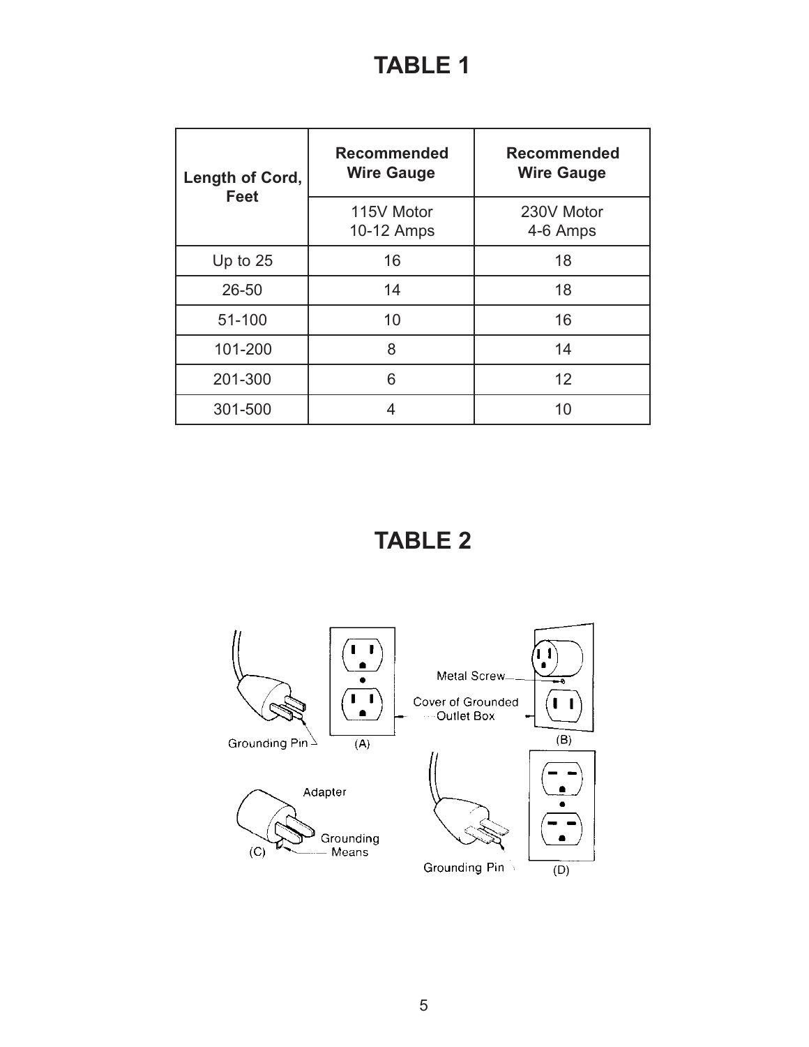# TABLE 1

| Length of Cord, Feet | Recommended Wire Gauge | Recommended Wire Gauge |
|---|---|---|
| | 115V Motor 10-12 Amps | 230V Motor 4-6 Amps |
| Up to 25 | 16 | 18 |
| 26-50 | 14 | 18 |
| 51-100 | 10 | 16 |
| 101-200 | 8 | 14 |
| 201-300 | 6 | 12 |
| 301-500 | 4 | 10 |

# TABLE 2

Grounding Pin (A)

Metal Screw

Cover of Grounded Outlet Box (B)

Adapter

Grounding Means (C)

Grounding Pin (D)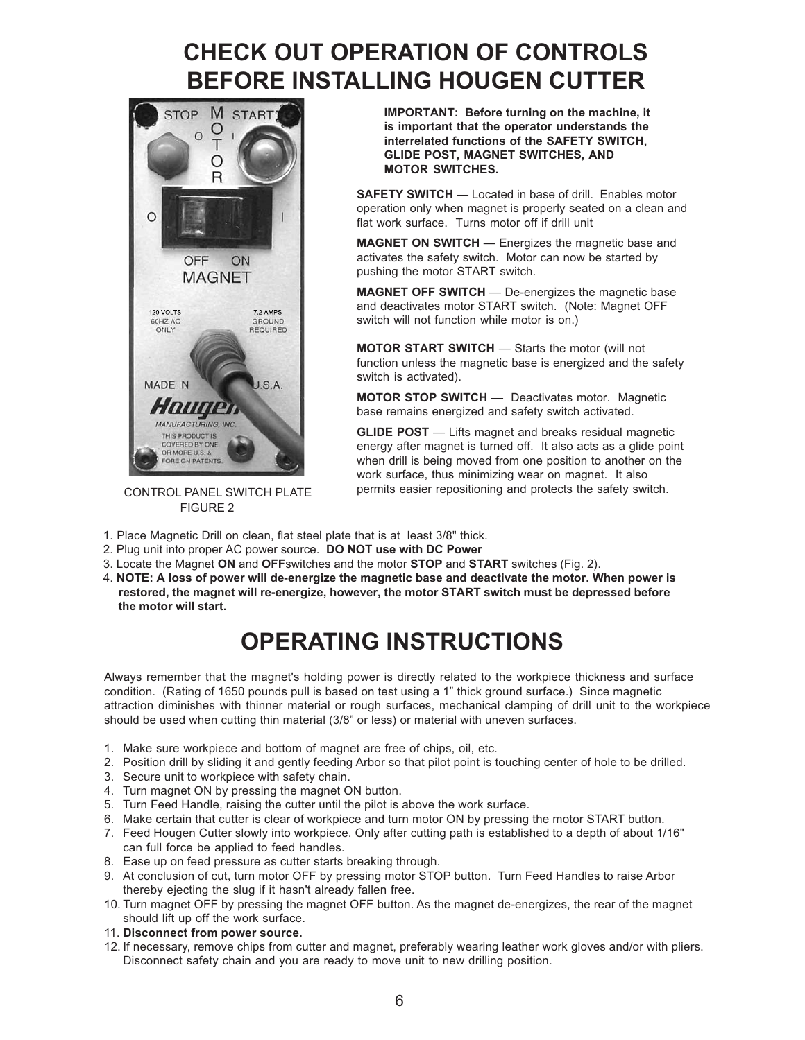# CHECK OUT OPERATION OF CONTROLS BEFORE INSTALLING HOUGEN CUTTER

CONTROL PANEL SWITCH PLATE
FIGURE 2

**IMPORTANT: Before turning on the machine, it is important that the operator understands the interrelated functions of the SAFETY SWITCH, GLIDE POST, MAGNET SWITCHES, AND MOTOR SWITCHES.**

**SAFETY SWITCH** — Located in base of drill. Enables motor operation only when magnet is properly seated on a clean and flat work surface. Turns motor off if drill unit

**MAGNET ON SWITCH** — Energizes the magnetic base and activates the safety switch. Motor can now be started by pushing the motor START switch.

**MAGNET OFF SWITCH** — De-energizes the magnetic base and deactivates motor START switch. (Note: Magnet OFF switch will not function while motor is on.)

**MOTOR START SWITCH** — Starts the motor (will not function unless the magnetic base is energized and the safety switch is activated).

**MOTOR STOP SWITCH** — Deactivates motor. Magnetic base remains energized and safety switch activated.

**GLIDE POST** — Lifts magnet and breaks residual magnetic energy after magnet is turned off. It also acts as a glide point when drill is being moved from one position to another on the work surface, thus minimizing wear on magnet. It also permits easier repositioning and protects the safety switch.

1. Place Magnetic Drill on clean, flat steel plate that is at least 3/8" thick.
2. Plug unit into proper AC power source. **DO NOT use with DC Power**
3. Locate the Magnet **ON** and **OFF**switches and the motor **STOP** and **START** switches (Fig. 2).
4. **NOTE: A loss of power will de-energize the magnetic base and deactivate the motor. When power is restored, the magnet will re-energize, however, the motor START switch must be depressed before the motor will start.**

# OPERATING INSTRUCTIONS

Always remember that the magnet's holding power is directly related to the workpiece thickness and surface condition. (Rating of 1650 pounds pull is based on test using a 1" thick ground surface.) Since magnetic attraction diminishes with thinner material or rough surfaces, mechanical clamping of drill unit to the workpiece should be used when cutting thin material (3/8" or less) or material with uneven surfaces.

1. Make sure workpiece and bottom of magnet are free of chips, oil, etc.
2. Position drill by sliding it and gently feeding Arbor so that pilot point is touching center of hole to be drilled.
3. Secure unit to workpiece with safety chain.
4. Turn magnet ON by pressing the magnet ON button.
5. Turn Feed Handle, raising the cutter until the pilot is above the work surface.
6. Make certain that cutter is clear of workpiece and turn motor ON by pressing the motor START button.
7. Feed Hougen Cutter slowly into workpiece. Only after cutting path is established to a depth of about 1/16" can full force be applied to feed handles.
8. <u>Ease up on feed pressure</u> as cutter starts breaking through.
9. At conclusion of cut, turn motor OFF by pressing motor STOP button. Turn Feed Handles to raise Arbor thereby ejecting the slug if it hasn't already fallen free.
10. Turn magnet OFF by pressing the magnet OFF button. As the magnet de-energizes, the rear of the magnet should lift up off the work surface.
11. **Disconnect from power source.**
12. If necessary, remove chips from cutter and magnet, preferably wearing leather work gloves and/or with pliers. Disconnect safety chain and you are ready to move unit to new drilling position.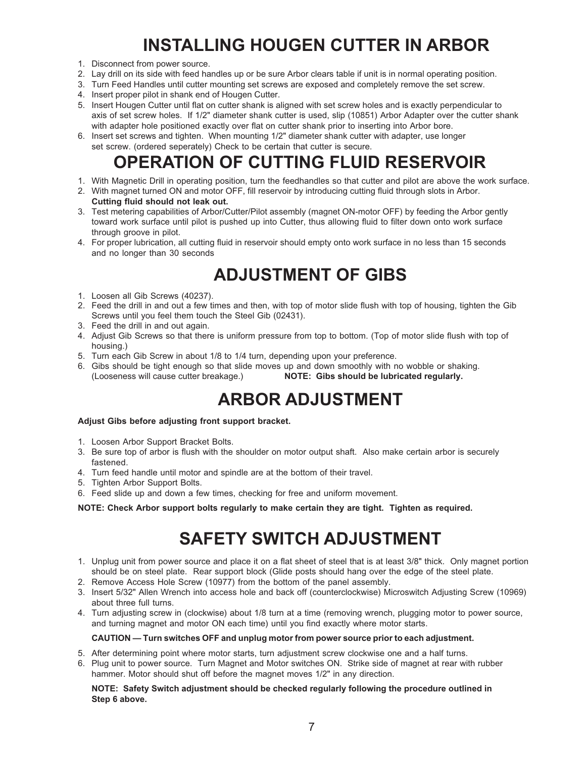# INSTALLING HOUGEN CUTTER IN ARBOR

1. Disconnect from power source.
2. Lay drill on its side with feed handles up or be sure Arbor clears table if unit is in normal operating position.
3. Turn Feed Handles until cutter mounting set screws are exposed and completely remove the set screw.
4. Insert proper pilot in shank end of Hougen Cutter.
5. Insert Hougen Cutter until flat on cutter shank is aligned with set screw holes and is exactly perpendicular to axis of set screw holes. If 1/2" diameter shank cutter is used, slip (10851) Arbor Adapter over the cutter shank with adapter hole positioned exactly over flat on cutter shank prior to inserting into Arbor bore.
6. Insert set screws and tighten. When mounting 1/2" diameter shank cutter with adapter, use longer set screw. (ordered seperately) Check to be certain that cutter is secure.

# OPERATION OF CUTTING FLUID RESERVOIR

1. With Magnetic Drill in operating position, turn the feedhandles so that cutter and pilot are above the work surface.
2. With magnet turned ON and motor OFF, fill reservoir by introducing cutting fluid through slots in Arbor. **Cutting fluid should not leak out.**
3. Test metering capabilities of Arbor/Cutter/Pilot assembly (magnet ON-motor OFF) by feeding the Arbor gently toward work surface until pilot is pushed up into Cutter, thus allowing fluid to filter down onto work surface through groove in pilot.
4. For proper lubrication, all cutting fluid in reservoir should empty onto work surface in no less than 15 seconds and no longer than 30 seconds

# ADJUSTMENT OF GIBS

1. Loosen all Gib Screws (40237).
2. Feed the drill in and out a few times and then, with top of motor slide flush with top of housing, tighten the Gib Screws until you feel them touch the Steel Gib (02431).
3. Feed the drill in and out again.
4. Adjust Gib Screws so that there is uniform pressure from top to bottom. (Top of motor slide flush with top of housing.)
5. Turn each Gib Screw in about 1/8 to 1/4 turn, depending upon your preference.
6. Gibs should be tight enough so that slide moves up and down smoothly with no wobble or shaking. (Looseness will cause cutter breakage.) **NOTE: Gibs should be lubricated regularly.**

# ARBOR ADJUSTMENT

**Adjust Gibs before adjusting front support bracket.**

1. Loosen Arbor Support Bracket Bolts.
3. Be sure top of arbor is flush with the shoulder on motor output shaft. Also make certain arbor is securely fastened.
4. Turn feed handle until motor and spindle are at the bottom of their travel.
5. Tighten Arbor Support Bolts.
6. Feed slide up and down a few times, checking for free and uniform movement.

**NOTE: Check Arbor support bolts regularly to make certain they are tight. Tighten as required.**

# SAFETY SWITCH ADJUSTMENT

1. Unplug unit from power source and place it on a flat sheet of steel that is at least 3/8" thick. Only magnet portion should be on steel plate. Rear support block (Glide posts should hang over the edge of the steel plate.
2. Remove Access Hole Screw (10977) from the bottom of the panel assembly.
3. Insert 5/32" Allen Wrench into access hole and back off (counterclockwise) Microswitch Adjusting Screw (10969) about three full turns.
4. Turn adjusting screw in (clockwise) about 1/8 turn at a time (removing wrench, plugging motor to power source, and turning magnet and motor ON each time) until you find exactly where motor starts.

   **CAUTION — Turn switches OFF and unplug motor from power source prior to each adjustment.**

5. After determining point where motor starts, turn adjustment screw clockwise one and a half turns.
6. Plug unit to power source. Turn Magnet and Motor switches ON. Strike side of magnet at rear with rubber hammer. Motor should shut off before the magnet moves 1/2" in any direction.

   **NOTE: Safety Switch adjustment should be checked regularly following the procedure outlined in Step 6 above.**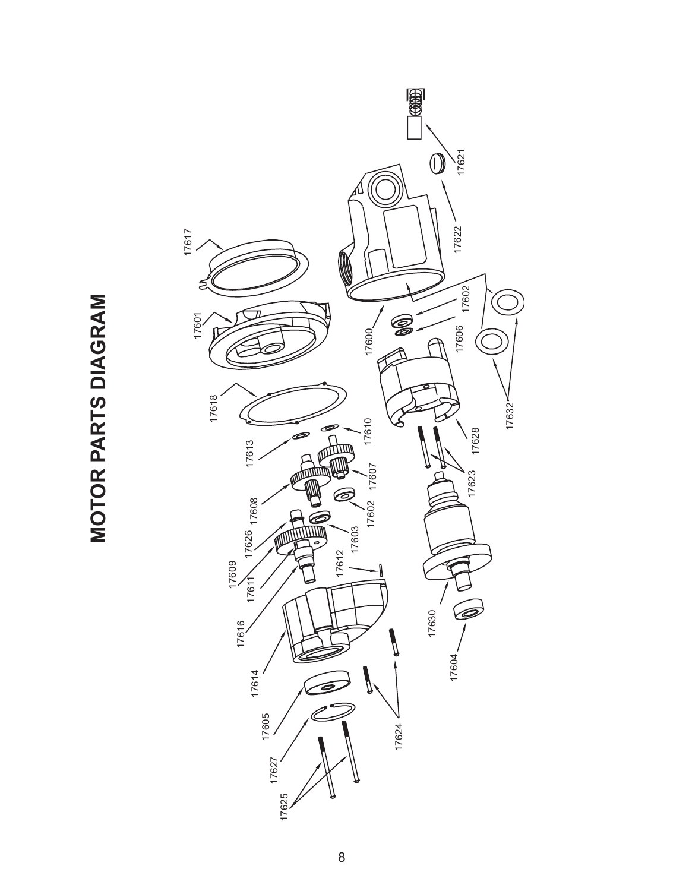# MOTOR PARTS DIAGRAM

17617

17601

17618

17613

17610

17608

17607

17602

17626

17603

17609

17611

17612

17616

17614

17605

17627

17625

17624

17600

17606

17602

17622

17621

17632

17628

17623

17630

17604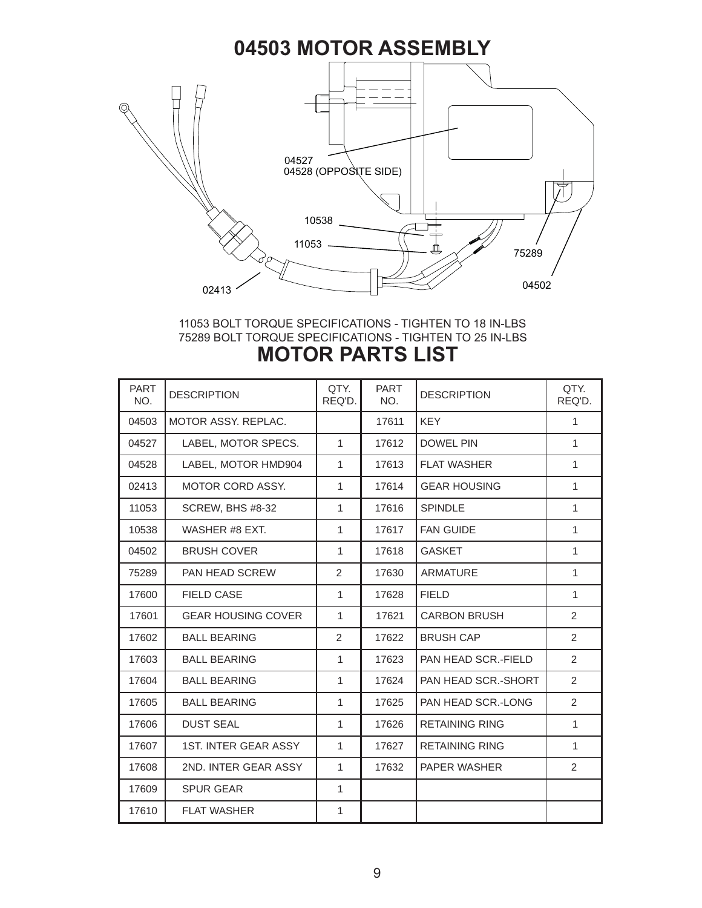# 04503 MOTOR ASSEMBLY

04527
04528 (OPPOSITE SIDE)

10538

11053

75289

04502

02413

11053 BOLT TORQUE SPECIFICATIONS - TIGHTEN TO 18 IN-LBS
75289 BOLT TORQUE SPECIFICATIONS - TIGHTEN TO 25 IN-LBS

# MOTOR PARTS LIST

| PART NO. | DESCRIPTION | QTY. REQ'D. | PART NO. | DESCRIPTION | QTY. REQ'D. |
|---|---|---|---|---|---|
| 04503 | MOTOR ASSY. REPLAC. | | 17611 | KEY | 1 |
| 04527 | LABEL, MOTOR SPECS. | 1 | 17612 | DOWEL PIN | 1 |
| 04528 | LABEL, MOTOR HMD904 | 1 | 17613 | FLAT WASHER | 1 |
| 02413 | MOTOR CORD ASSY. | 1 | 17614 | GEAR HOUSING | 1 |
| 11053 | SCREW, BHS #8-32 | 1 | 17616 | SPINDLE | 1 |
| 10538 | WASHER #8 EXT. | 1 | 17617 | FAN GUIDE | 1 |
| 04502 | BRUSH COVER | 1 | 17618 | GASKET | 1 |
| 75289 | PAN HEAD SCREW | 2 | 17630 | ARMATURE | 1 |
| 17600 | FIELD CASE | 1 | 17628 | FIELD | 1 |
| 17601 | GEAR HOUSING COVER | 1 | 17621 | CARBON BRUSH | 2 |
| 17602 | BALL BEARING | 2 | 17622 | BRUSH CAP | 2 |
| 17603 | BALL BEARING | 1 | 17623 | PAN HEAD SCR.-FIELD | 2 |
| 17604 | BALL BEARING | 1 | 17624 | PAN HEAD SCR.-SHORT | 2 |
| 17605 | BALL BEARING | 1 | 17625 | PAN HEAD SCR.-LONG | 2 |
| 17606 | DUST SEAL | 1 | 17626 | RETAINING RING | 1 |
| 17607 | 1ST. INTER GEAR ASSY | 1 | 17627 | RETAINING RING | 1 |
| 17608 | 2ND. INTER GEAR ASSY | 1 | 17632 | PAPER WASHER | 2 |
| 17609 | SPUR GEAR | 1 | | | |
| 17610 | FLAT WASHER | 1 | | | |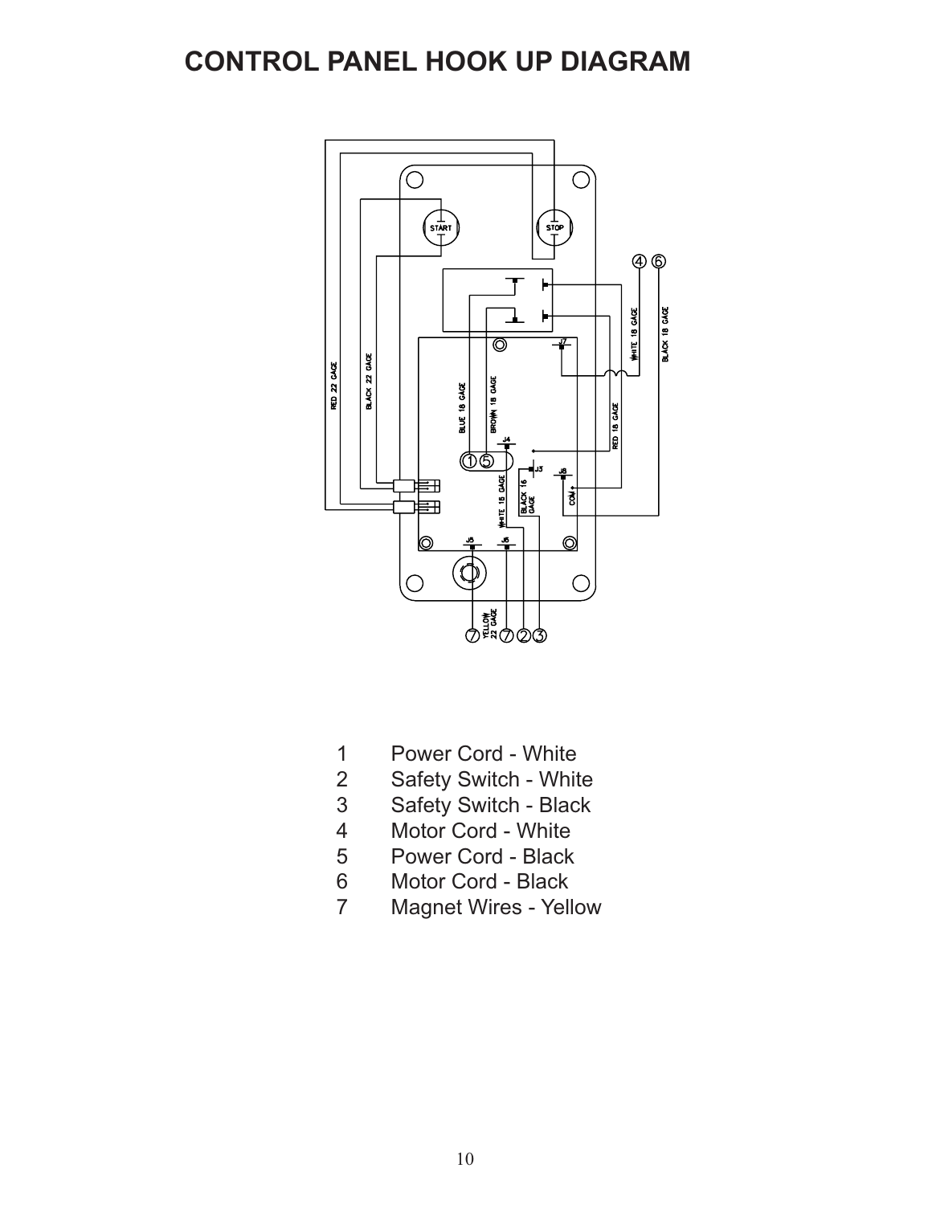# CONTROL PANEL HOOK UP DIAGRAM

1 Power Cord - White
2 Safety Switch - White
3 Safety Switch - Black
4 Motor Cord - White
5 Power Cord - Black
6 Motor Cord - Black
7 Magnet Wires - Yellow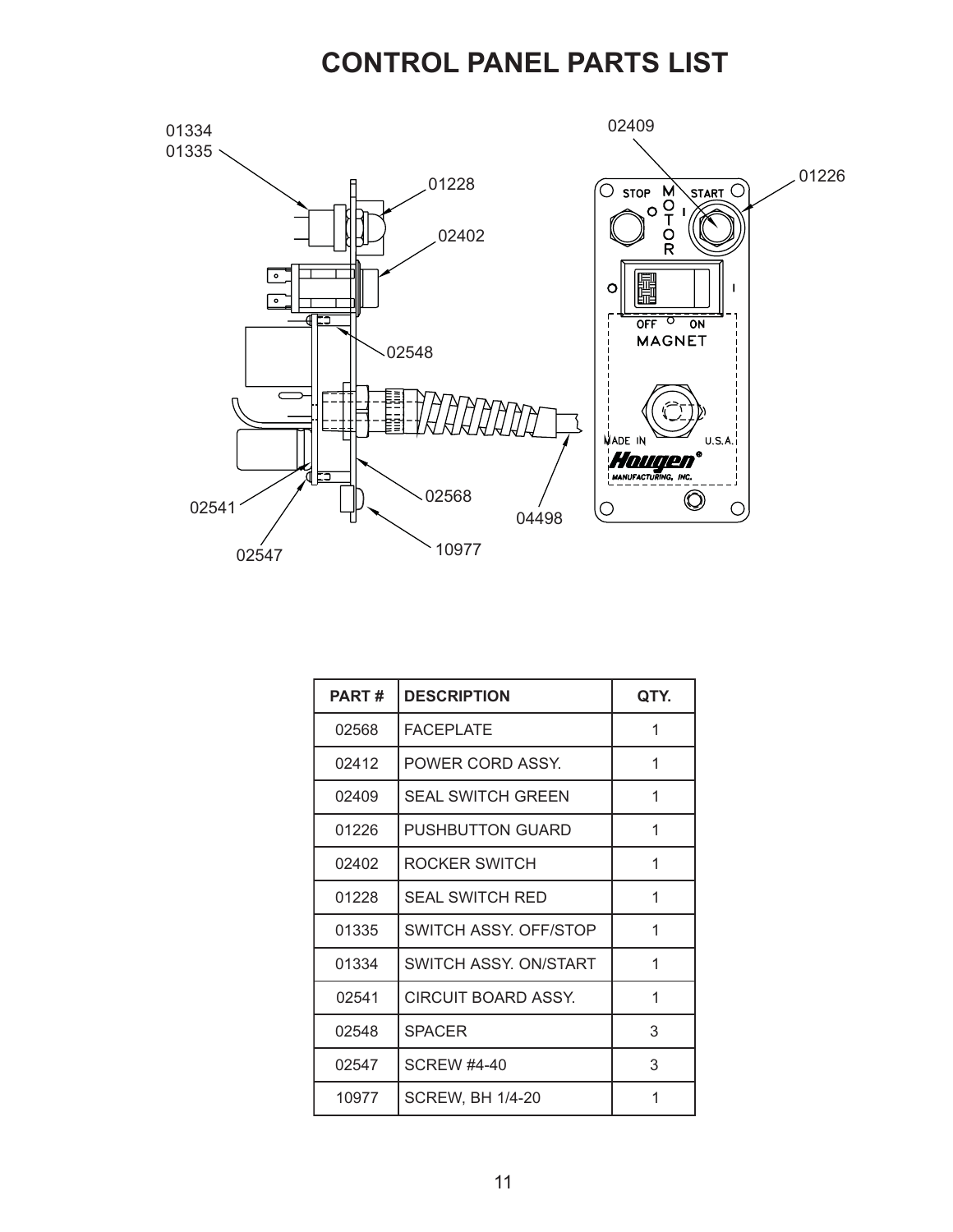# CONTROL PANEL PARTS LIST

| PART # | DESCRIPTION | QTY. |
|---|---|---|
| 02568 | FACEPLATE | 1 |
| 02412 | POWER CORD ASSY. | 1 |
| 02409 | SEAL SWITCH GREEN | 1 |
| 01226 | PUSHBUTTON GUARD | 1 |
| 02402 | ROCKER SWITCH | 1 |
| 01228 | SEAL SWITCH RED | 1 |
| 01335 | SWITCH ASSY. OFF/STOP | 1 |
| 01334 | SWITCH ASSY. ON/START | 1 |
| 02541 | CIRCUIT BOARD ASSY. | 1 |
| 02548 | SPACER | 3 |
| 02547 | SCREW #4-40 | 3 |
| 10977 | SCREW, BH 1/4-20 | 1 |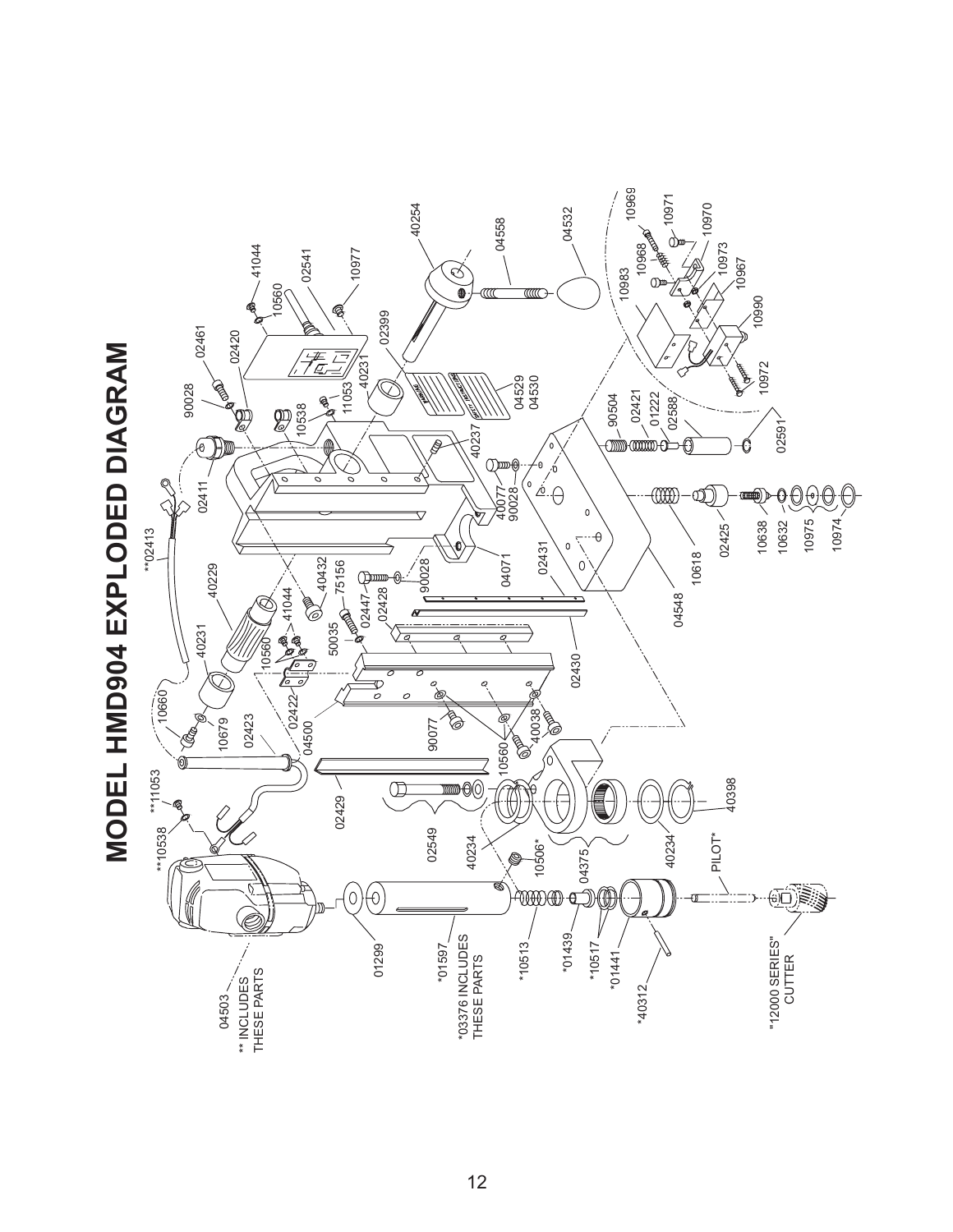# MODEL HMD904 EXPLODED DIAGRAM

04503 ** INCLUDES THESE PARTS

**10538

**11053

**02413

10660

10679

40231

40229

02423

02411

90028

02461

02420

10538

11053

40231

41044

10560

02541

10977

40254

04558

04532

02399

04529

04530

40237

40077

90028

04071

40432

75156

41044

10560

50035

02447

02428

90028

02431

02422

04500

90077

10560

40038

02430

02429

02549

40234

04375

40234

40398

10506*

01299

*01597

*03376 INCLUDES THESE PARTS

*10513

*01439

*10517

*01441

*40312

PILOT*

"12000 SERIES" CUTTER

04548

10618

02425

10638

10632

10975

10974

90504

02421

01222

02588

02591

10983

10968

10969

10971

10970

10973

10967

10990

10972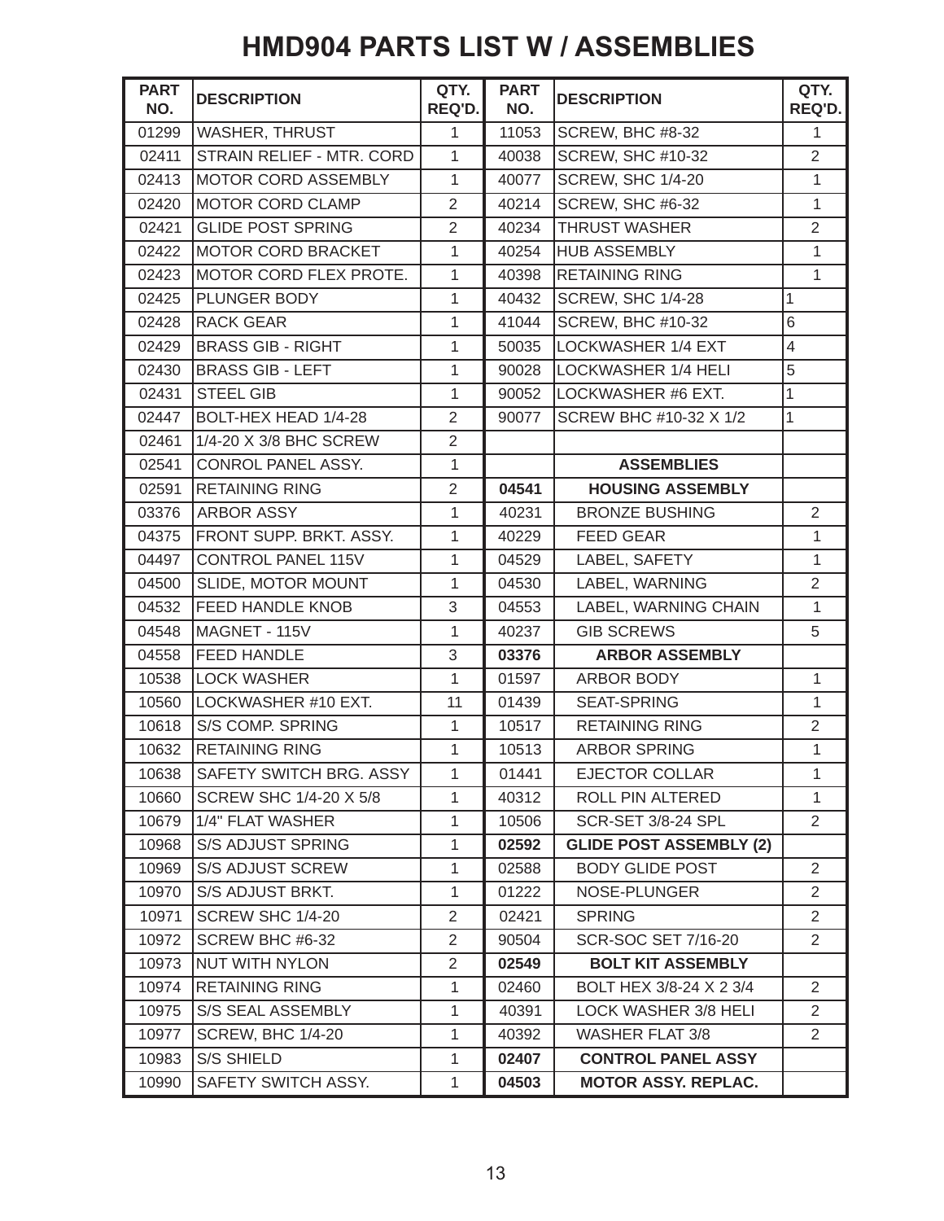# HMD904 PARTS LIST W / ASSEMBLIES

| PART NO. | DESCRIPTION | QTY. REQ'D. | PART NO. | DESCRIPTION | QTY. REQ'D. |
|---|---|---|---|---|---|
| 01299 | WASHER, THRUST | 1 | 11053 | SCREW, BHC #8-32 | 1 |
| 02411 | STRAIN RELIEF - MTR. CORD | 1 | 40038 | SCREW, SHC #10-32 | 2 |
| 02413 | MOTOR CORD ASSEMBLY | 1 | 40077 | SCREW, SHC 1/4-20 | 1 |
| 02420 | MOTOR CORD CLAMP | 2 | 40214 | SCREW, SHC #6-32 | 1 |
| 02421 | GLIDE POST SPRING | 2 | 40234 | THRUST WASHER | 2 |
| 02422 | MOTOR CORD BRACKET | 1 | 40254 | HUB ASSEMBLY | 1 |
| 02423 | MOTOR CORD FLEX PROTE. | 1 | 40398 | RETAINING RING | 1 |
| 02425 | PLUNGER BODY | 1 | 40432 | SCREW, SHC 1/4-28 | 1 |
| 02428 | RACK GEAR | 1 | 41044 | SCREW, BHC #10-32 | 6 |
| 02429 | BRASS GIB - RIGHT | 1 | 50035 | LOCKWASHER 1/4 EXT | 4 |
| 02430 | BRASS GIB - LEFT | 1 | 90028 | LOCKWASHER 1/4 HELI | 5 |
| 02431 | STEEL GIB | 1 | 90052 | LOCKWASHER #6 EXT. | 1 |
| 02447 | BOLT-HEX HEAD 1/4-28 | 2 | 90077 | SCREW BHC #10-32 X 1/2 | 1 |
| 02461 | 1/4-20 X 3/8 BHC SCREW | 2 | | | |
| 02541 | CONROL PANEL ASSY. | 1 | | **ASSEMBLIES** | |
| 02591 | RETAINING RING | 2 | **04541** | **HOUSING ASSEMBLY** | |
| 03376 | ARBOR ASSY | 1 | 40231 | BRONZE BUSHING | 2 |
| 04375 | FRONT SUPP. BRKT. ASSY. | 1 | 40229 | FEED GEAR | 1 |
| 04497 | CONTROL PANEL 115V | 1 | 04529 | LABEL, SAFETY | 1 |
| 04500 | SLIDE, MOTOR MOUNT | 1 | 04530 | LABEL, WARNING | 2 |
| 04532 | FEED HANDLE KNOB | 3 | 04553 | LABEL, WARNING CHAIN | 1 |
| 04548 | MAGNET - 115V | 1 | 40237 | GIB SCREWS | 5 |
| 04558 | FEED HANDLE | 3 | **03376** | **ARBOR ASSEMBLY** | |
| 10538 | LOCK WASHER | 1 | 01597 | ARBOR BODY | 1 |
| 10560 | LOCKWASHER #10 EXT. | 11 | 01439 | SEAT-SPRING | 1 |
| 10618 | S/S COMP. SPRING | 1 | 10517 | RETAINING RING | 2 |
| 10632 | RETAINING RING | 1 | 10513 | ARBOR SPRING | 1 |
| 10638 | SAFETY SWITCH BRG. ASSY | 1 | 01441 | EJECTOR COLLAR | 1 |
| 10660 | SCREW SHC 1/4-20 X 5/8 | 1 | 40312 | ROLL PIN ALTERED | 1 |
| 10679 | 1/4" FLAT WASHER | 1 | 10506 | SCR-SET 3/8-24 SPL | 2 |
| 10968 | S/S ADJUST SPRING | 1 | **02592** | **GLIDE POST ASSEMBLY (2)** | |
| 10969 | S/S ADJUST SCREW | 1 | 02588 | BODY GLIDE POST | 2 |
| 10970 | S/S ADJUST BRKT. | 1 | 01222 | NOSE-PLUNGER | 2 |
| 10971 | SCREW SHC 1/4-20 | 2 | 02421 | SPRING | 2 |
| 10972 | SCREW BHC #6-32 | 2 | 90504 | SCR-SOC SET 7/16-20 | 2 |
| 10973 | NUT WITH NYLON | 2 | **02549** | **BOLT KIT ASSEMBLY** | |
| 10974 | RETAINING RING | 1 | 02460 | BOLT HEX 3/8-24 X 2 3/4 | 2 |
| 10975 | S/S SEAL ASSEMBLY | 1 | 40391 | LOCK WASHER 3/8 HELI | 2 |
| 10977 | SCREW, BHC 1/4-20 | 1 | 40392 | WASHER FLAT 3/8 | 2 |
| 10983 | S/S SHIELD | 1 | **02407** | **CONTROL PANEL ASSY** | |
| 10990 | SAFETY SWITCH ASSY. | 1 | **04503** | **MOTOR ASSY. REPLAC.** | |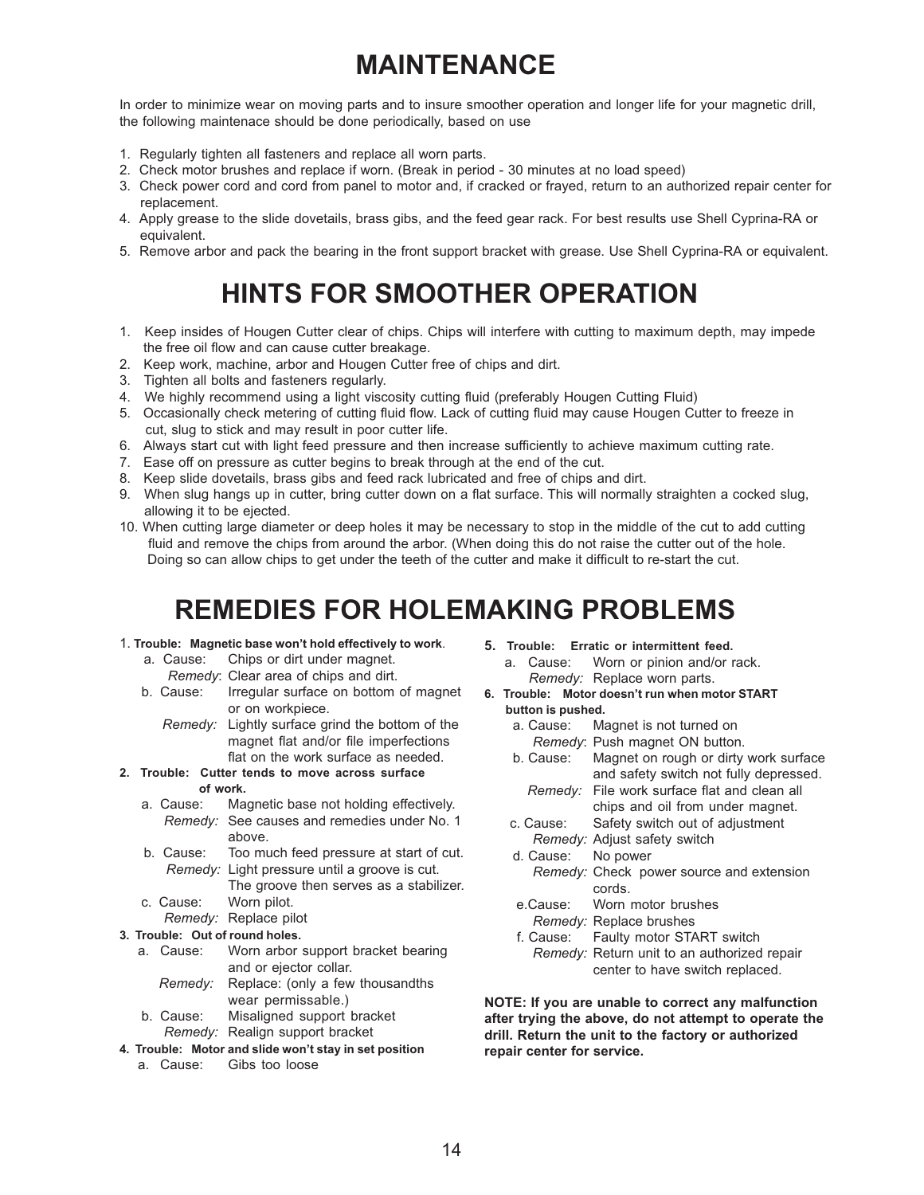# MAINTENANCE

In order to minimize wear on moving parts and to insure smoother operation and longer life for your magnetic drill, the following maintenace should be done periodically, based on use

1. Regularly tighten all fasteners and replace all worn parts.
2. Check motor brushes and replace if worn. (Break in period - 30 minutes at no load speed)
3. Check power cord and cord from panel to motor and, if cracked or frayed, return to an authorized repair center for replacement.
4. Apply grease to the slide dovetails, brass gibs, and the feed gear rack. For best results use Shell Cyprina-RA or equivalent.
5. Remove arbor and pack the bearing in the front support bracket with grease. Use Shell Cyprina-RA or equivalent.

# HINTS FOR SMOOTHER OPERATION

1. Keep insides of Hougen Cutter clear of chips. Chips will interfere with cutting to maximum depth, may impede the free oil flow and can cause cutter breakage.
2. Keep work, machine, arbor and Hougen Cutter free of chips and dirt.
3. Tighten all bolts and fasteners regularly.
4. We highly recommend using a light viscosity cutting fluid (preferably Hougen Cutting Fluid)
5. Occasionally check metering of cutting fluid flow. Lack of cutting fluid may cause Hougen Cutter to freeze in cut, slug to stick and may result in poor cutter life.
6. Always start cut with light feed pressure and then increase sufficiently to achieve maximum cutting rate.
7. Ease off on pressure as cutter begins to break through at the end of the cut.
8. Keep slide dovetails, brass gibs and feed rack lubricated and free of chips and dirt.
9. When slug hangs up in cutter, bring cutter down on a flat surface. This will normally straighten a cocked slug, allowing it to be ejected.
10. When cutting large diameter or deep holes it may be necessary to stop in the middle of the cut to add cutting fluid and remove the chips from around the arbor. (When doing this do not raise the cutter out of the hole. Doing so can allow chips to get under the teeth of the cutter and make it difficult to re-start the cut.

# REMEDIES FOR HOLEMAKING PROBLEMS

**1. Trouble: Magnetic base won't hold effectively to work.**

- a. Cause: Chips or dirt under magnet.
  *Remedy*: Clear area of chips and dirt.
- b. Cause: Irregular surface on bottom of magnet or on workpiece.
  *Remedy:* Lightly surface grind the bottom of the magnet flat and/or file imperfections flat on the work surface as needed.

**2. Trouble: Cutter tends to move across surface of work.**

- a. Cause: Magnetic base not holding effectively.
  *Remedy:* See causes and remedies under No. 1 above.
- b. Cause: Too much feed pressure at start of cut.
  *Remedy:* Light pressure until a groove is cut. The groove then serves as a stabilizer.
- c. Cause: Worn pilot.
  *Remedy:* Replace pilot

**3. Trouble: Out of round holes.**

- a. Cause: Worn arbor support bracket bearing and or ejector collar.
  *Remedy:* Replace: (only a few thousandths wear permissable.)
- b. Cause: Misaligned support bracket
  *Remedy:* Realign support bracket

**4. Trouble: Motor and slide won't stay in set position**

- a. Cause: Gibs too loose

**5. Trouble: Erratic or intermittent feed.**

- a. Cause: Worn or pinion and/or rack.
  *Remedy:* Replace worn parts.

**6. Trouble: Motor doesn't run when motor START button is pushed.**

- a. Cause: Magnet is not turned on
  *Remedy*: Push magnet ON button.
- b. Cause: Magnet on rough or dirty work surface and safety switch not fully depressed.
  *Remedy:* File work surface flat and clean all chips and oil from under magnet.
- c. Cause: Safety switch out of adjustment
  *Remedy:* Adjust safety switch
- d. Cause: No power
  *Remedy:* Check power source and extension cords.
- e. Cause: Worn motor brushes
  *Remedy:* Replace brushes
- f. Cause: Faulty motor START switch
  *Remedy:* Return unit to an authorized repair center to have switch replaced.

**NOTE: If you are unable to correct any malfunction after trying the above, do not attempt to operate the drill. Return the unit to the factory or authorized repair center for service.**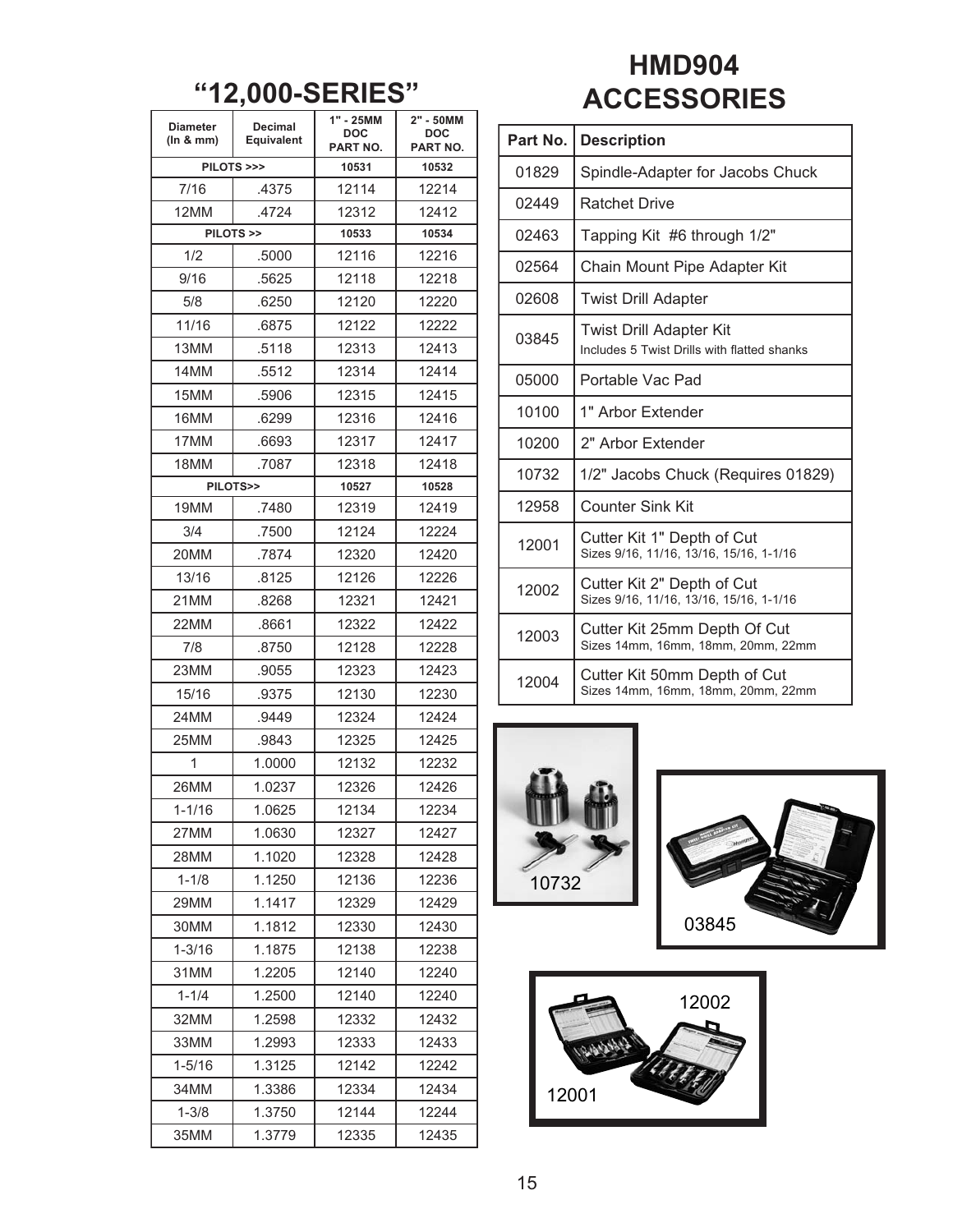## "12,000-SERIES"

| Diameter (In & mm) | Decimal Equivalent | 1" - 25MM DOC PART NO. | 2" - 50MM DOC PART NO. |
|---|---|---|---|
| PILOTS >>> | | 10531 | 10532 |
| 7/16 | .4375 | 12114 | 12214 |
| 12MM | .4724 | 12312 | 12412 |
| PILOTS >> | | 10533 | 10534 |
| 1/2 | .5000 | 12116 | 12216 |
| 9/16 | .5625 | 12118 | 12218 |
| 5/8 | .6250 | 12120 | 12220 |
| 11/16 | .6875 | 12122 | 12222 |
| 13MM | .5118 | 12313 | 12413 |
| 14MM | .5512 | 12314 | 12414 |
| 15MM | .5906 | 12315 | 12415 |
| 16MM | .6299 | 12316 | 12416 |
| 17MM | .6693 | 12317 | 12417 |
| 18MM | .7087 | 12318 | 12418 |
| PILOTS>> | | 10527 | 10528 |
| 19MM | .7480 | 12319 | 12419 |
| 3/4 | .7500 | 12124 | 12224 |
| 20MM | .7874 | 12320 | 12420 |
| 13/16 | .8125 | 12126 | 12226 |
| 21MM | .8268 | 12321 | 12421 |
| 22MM | .8661 | 12322 | 12422 |
| 7/8 | .8750 | 12128 | 12228 |
| 23MM | .9055 | 12323 | 12423 |
| 15/16 | .9375 | 12130 | 12230 |
| 24MM | .9449 | 12324 | 12424 |
| 25MM | .9843 | 12325 | 12425 |
| 1 | 1.0000 | 12132 | 12232 |
| 26MM | 1.0237 | 12326 | 12426 |
| 1-1/16 | 1.0625 | 12134 | 12234 |
| 27MM | 1.0630 | 12327 | 12427 |
| 28MM | 1.1020 | 12328 | 12428 |
| 1-1/8 | 1.1250 | 12136 | 12236 |
| 29MM | 1.1417 | 12329 | 12429 |
| 30MM | 1.1812 | 12330 | 12430 |
| 1-3/16 | 1.1875 | 12138 | 12238 |
| 31MM | 1.2205 | 12140 | 12240 |
| 1-1/4 | 1.2500 | 12140 | 12240 |
| 32MM | 1.2598 | 12332 | 12432 |
| 33MM | 1.2993 | 12333 | 12433 |
| 1-5/16 | 1.3125 | 12142 | 12242 |
| 34MM | 1.3386 | 12334 | 12434 |
| 1-3/8 | 1.3750 | 12144 | 12244 |
| 35MM | 1.3779 | 12335 | 12435 |

## HMD904 ACCESSORIES

| Part No. | Description |
|---|---|
| 01829 | Spindle-Adapter for Jacobs Chuck |
| 02449 | Ratchet Drive |
| 02463 | Tapping Kit #6 through 1/2" |
| 02564 | Chain Mount Pipe Adapter Kit |
| 02608 | Twist Drill Adapter |
| 03845 | Twist Drill Adapter Kit<br>Includes 5 Twist Drills with flatted shanks |
| 05000 | Portable Vac Pad |
| 10100 | 1" Arbor Extender |
| 10200 | 2" Arbor Extender |
| 10732 | 1/2" Jacobs Chuck (Requires 01829) |
| 12958 | Counter Sink Kit |
| 12001 | Cutter Kit 1" Depth of Cut<br>Sizes 9/16, 11/16, 13/16, 15/16, 1-1/16 |
| 12002 | Cutter Kit 2" Depth of Cut<br>Sizes 9/16, 11/16, 13/16, 15/16, 1-1/16 |
| 12003 | Cutter Kit 25mm Depth Of Cut<br>Sizes 14mm, 16mm, 18mm, 20mm, 22mm |
| 12004 | Cutter Kit 50mm Depth of Cut<br>Sizes 14mm, 16mm, 18mm, 20mm, 22mm |

10732

03845

12002

12001